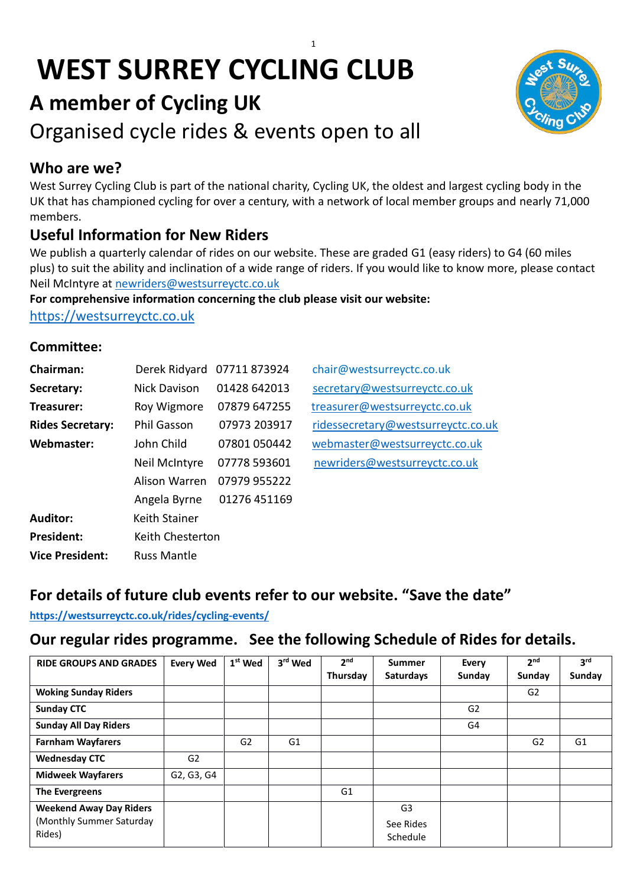# WEST SURREY CYCLING CLUB

## A member of Cycling UK

Organised cycle rides & events open to all

### Who are we?

West Surrey Cycling Club is part of the national charity, Cycling UK, the oldest and largest cycling body in the UK that has championed cycling for over a century, with a network of local member groups and nearly 71,000 members.

### Useful Information for New Riders

We publish a quarterly calendar of rides on our website. These are graded G1 (easy riders) to G4 (60 miles plus) to suit the ability and inclination of a wide range of riders. If you would like to know more, please contact Neil McIntyre at newriders@westsurreyctc.co.uk

**For comprehensive information concerning the club please visit our website:**

https://westsurreyctc.co.uk

### Committee:

| | | | |
|---|---|---|---|
| **Chairman:** | Derek Ridyard | 07711 873924 | chair@westsurreyctc.co.uk |
| **Secretary:** | Nick Davison | 01428 642013 | secretary@westsurreyctc.co.uk |
| **Treasurer:** | Roy Wigmore | 07879 647255 | treasurer@westsurreyctc.co.uk |
| **Rides Secretary:** | Phil Gasson | 07973 203917 | ridessecretary@westsurreyctc.co.uk |
| **Webmaster:** | John Child | 07801 050442 | webmaster@westsurreyctc.co.uk |
| | Neil McIntyre | 07778 593601 | newriders@westsurreyctc.co.uk |
| | Alison Warren | 07979 955222 | |
| | Angela Byrne | 01276 451169 | |
| **Auditor:** | Keith Stainer | | |
| **President:** | Keith Chesterton | | |
| **Vice President:** | Russ Mantle | | |

### For details of future club events refer to our website. "Save the date"

**https://westsurreyctc.co.uk/rides/cycling-events/**

### Our regular rides programme. See the following Schedule of Rides for details.

| RIDE GROUPS AND GRADES | Every Wed | 1st Wed | 3rd Wed | 2nd Thursday | Summer Saturdays | Every Sunday | 2nd Sunday | 3rd Sunday |
|---|---|---|---|---|---|---|---|---|
| **Woking Sunday Riders** | | | | | | | G2 | |
| **Sunday CTC** | | | | | | G2 | | |
| **Sunday All Day Riders** | | | | | | G4 | | |
| **Farnham Wayfarers** | | G2 | G1 | | | | G2 | G1 |
| **Wednesday CTC** | G2 | | | | | | | |
| **Midweek Wayfarers** | G2, G3, G4 | | | | | | | |
| **The Evergreens** | | | | G1 | | | | |
| **Weekend Away Day Riders** (Monthly Summer Saturday Rides) | | | | | G3 See Rides Schedule | | | |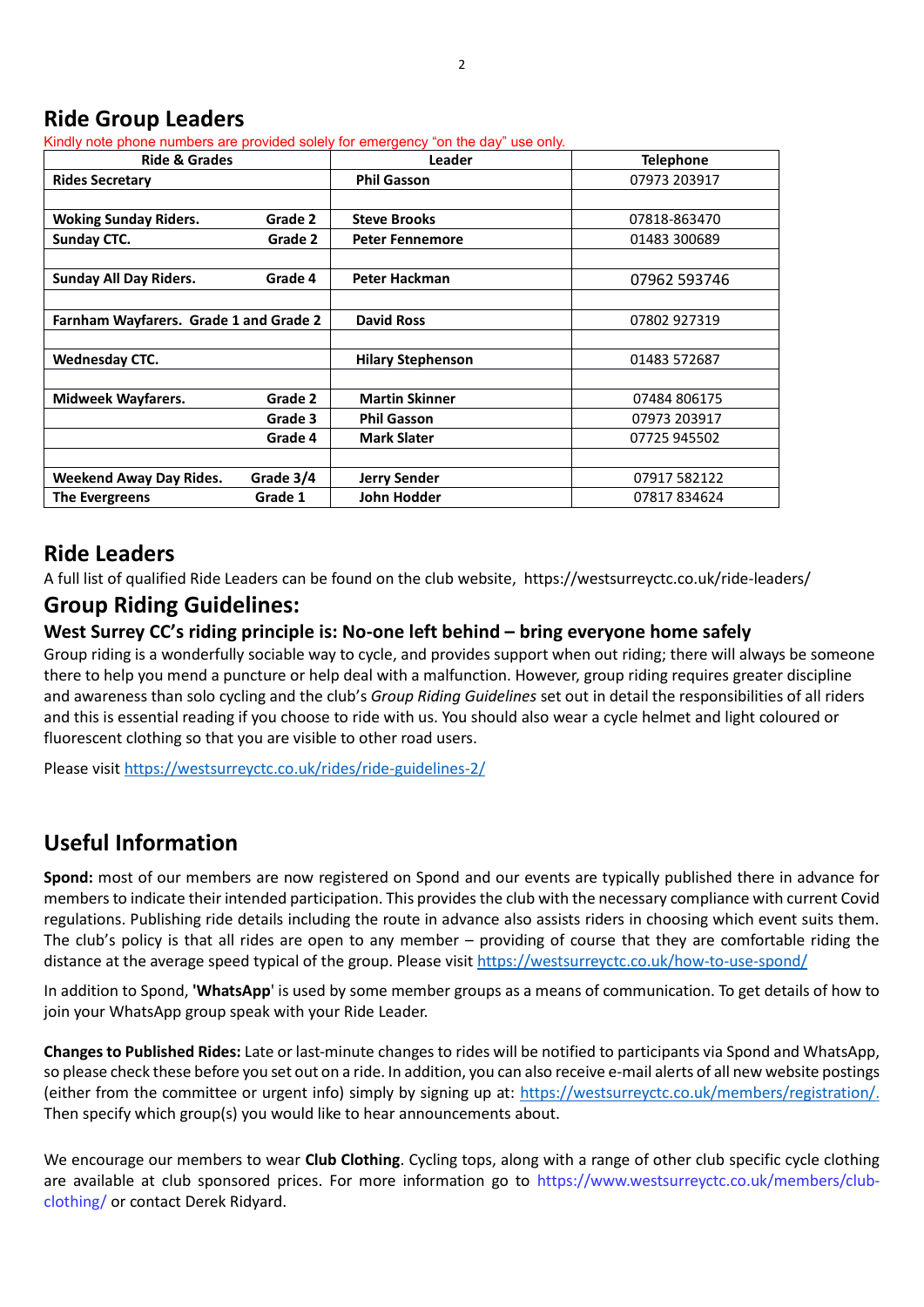## Ride Group Leaders

Kindly note phone numbers are provided solely for emergency "on the day" use only.

| Ride & Grades | | Leader | Telephone |
|---|---|---|---|
| **Rides Secretary** | | **Phil Gasson** | 07973 203917 |
| | | | |
| **Woking Sunday Riders.** | **Grade 2** | **Steve Brooks** | 07818-863470 |
| **Sunday CTC.** | **Grade 2** | **Peter Fennemore** | 01483 300689 |
| | | | |
| **Sunday All Day Riders.** | **Grade 4** | **Peter Hackman** | 07962 593746 |
| | | | |
| **Farnham Wayfarers. Grade 1 and Grade 2** | | **David Ross** | 07802 927319 |
| | | | |
| **Wednesday CTC.** | | **Hilary Stephenson** | 01483 572687 |
| | | | |
| **Midweek Wayfarers.** | **Grade 2** | **Martin Skinner** | 07484 806175 |
| | **Grade 3** | **Phil Gasson** | 07973 203917 |
| | **Grade 4** | **Mark Slater** | 07725 945502 |
| | | | |
| **Weekend Away Day Rides.** | **Grade 3/4** | **Jerry Sender** | 07917 582122 |
| **The Evergreens** | **Grade 1** | **John Hodder** | 07817 834624 |

## Ride Leaders

A full list of qualified Ride Leaders can be found on the club website, https://westsurreyctc.co.uk/ride-leaders/

## Group Riding Guidelines:

### West Surrey CC's riding principle is: No-one left behind – bring everyone home safely

Group riding is a wonderfully sociable way to cycle, and provides support when out riding; there will always be someone there to help you mend a puncture or help deal with a malfunction. However, group riding requires greater discipline and awareness than solo cycling and the club's *Group Riding Guidelines* set out in detail the responsibilities of all riders and this is essential reading if you choose to ride with us. You should also wear a cycle helmet and light coloured or fluorescent clothing so that you are visible to other road users.

Please visit https://westsurreyctc.co.uk/rides/ride-guidelines-2/

## Useful Information

**Spond:** most of our members are now registered on Spond and our events are typically published there in advance for members to indicate their intended participation. This provides the club with the necessary compliance with current Covid regulations. Publishing ride details including the route in advance also assists riders in choosing which event suits them. The club's policy is that all rides are open to any member – providing of course that they are comfortable riding the distance at the average speed typical of the group. Please visit https://westsurreyctc.co.uk/how-to-use-spond/

In addition to Spond, '**WhatsApp**' is used by some member groups as a means of communication. To get details of how to join your WhatsApp group speak with your Ride Leader.

**Changes to Published Rides:** Late or last-minute changes to rides will be notified to participants via Spond and WhatsApp, so please check these before you set out on a ride. In addition, you can also receive e-mail alerts of all new website postings (either from the committee or urgent info) simply by signing up at: https://westsurreyctc.co.uk/members/registration/. Then specify which group(s) you would like to hear announcements about.

We encourage our members to wear **Club Clothing**. Cycling tops, along with a range of other club specific cycle clothing are available at club sponsored prices. For more information go to https://www.westsurreyctc.co.uk/members/club-clothing/ or contact Derek Ridyard.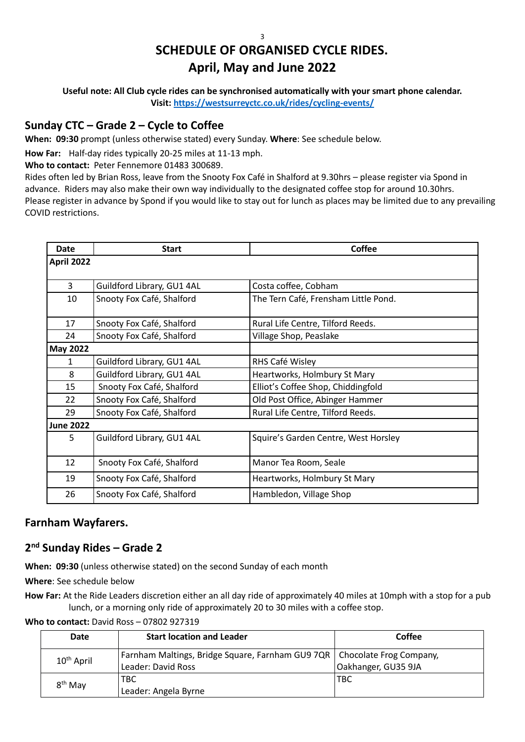# SCHEDULE OF ORGANISED CYCLE RIDES.
# April, May and June 2022

**Useful note: All Club cycle rides can be synchronised automatically with your smart phone calendar.**
**Visit: [https://westsurreyctc.co.uk/rides/cycling-events/](https://westsurreyctc.co.uk/rides/cycling-events/)**

## Sunday CTC – Grade 2 – Cycle to Coffee

**When: 09:30** prompt (unless otherwise stated) every Sunday. **Where**: See schedule below.

**How Far:** Half-day rides typically 20-25 miles at 11-13 mph.

**Who to contact:** Peter Fennemore 01483 300689.

Rides often led by Brian Ross, leave from the Snooty Fox Café in Shalford at 9.30hrs – please register via Spond in advance. Riders may also make their own way individually to the designated coffee stop for around 10.30hrs.
Please register in advance by Spond if you would like to stay out for lunch as places may be limited due to any prevailing COVID restrictions.

| Date | Start | Coffee |
|---|---|---|
| **April 2022** | | |
| 3 | Guildford Library, GU1 4AL | Costa coffee, Cobham |
| 10 | Snooty Fox Café, Shalford | The Tern Café, Frensham Little Pond. |
| 17 | Snooty Fox Café, Shalford | Rural Life Centre, Tilford Reeds. |
| 24 | Snooty Fox Café, Shalford | Village Shop, Peaslake |
| **May 2022** | | |
| 1 | Guildford Library, GU1 4AL | RHS Café Wisley |
| 8 | Guildford Library, GU1 4AL | Heartworks, Holmbury St Mary |
| 15 | Snooty Fox Café, Shalford | Elliot's Coffee Shop, Chiddingfold |
| 22 | Snooty Fox Café, Shalford | Old Post Office, Abinger Hammer |
| 29 | Snooty Fox Café, Shalford | Rural Life Centre, Tilford Reeds. |
| **June 2022** | | |
| 5 | Guildford Library, GU1 4AL | Squire's Garden Centre, West Horsley |
| 12 | Snooty Fox Café, Shalford | Manor Tea Room, Seale |
| 19 | Snooty Fox Café, Shalford | Heartworks, Holmbury St Mary |
| 26 | Snooty Fox Café, Shalford | Hambledon, Village Shop |

## Farnham Wayfarers.

## 2nd Sunday Rides – Grade 2

**When: 09:30** (unless otherwise stated) on the second Sunday of each month

**Where**: See schedule below

**How Far:** At the Ride Leaders discretion either an all day ride of approximately 40 miles at 10mph with a stop for a pub lunch, or a morning only ride of approximately 20 to 30 miles with a coffee stop.

**Who to contact:** David Ross – 07802 927319

| Date | Start location and Leader | Coffee |
|---|---|---|
| 10th April | Farnham Maltings, Bridge Square, Farnham GU9 7QR<br>Leader: David Ross | Chocolate Frog Company, Oakhanger, GU35 9JA |
| 8th May | TBC<br>Leader: Angela Byrne | TBC |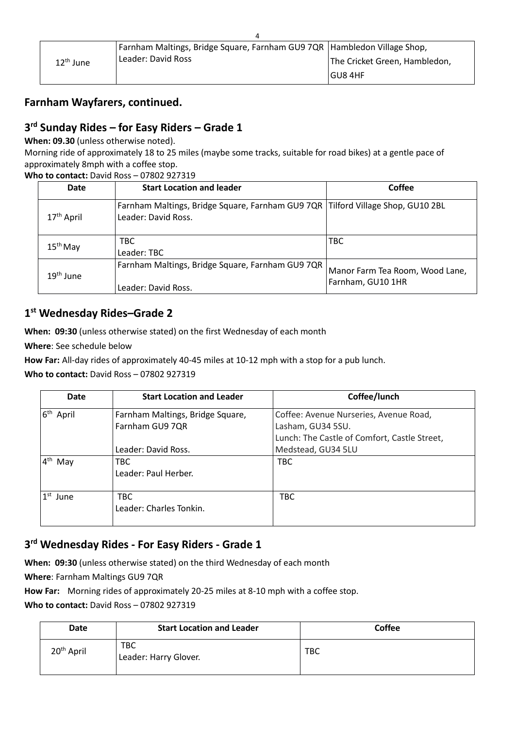| | | |
|---|---|---|
| 12th June | Farnham Maltings, Bridge Square, Farnham GU9 7QR<br>Leader: David Ross | Hambledon Village Shop,<br>The Cricket Green, Hambledon,<br>GU8 4HF |

## Farnham Wayfarers, continued.

## 3rd Sunday Rides – for Easy Riders – Grade 1

**When: 09.30** (unless otherwise noted).

Morning ride of approximately 18 to 25 miles (maybe some tracks, suitable for road bikes) at a gentle pace of approximately 8mph with a coffee stop.

**Who to contact:** David Ross – 07802 927319

| Date | Start Location and leader | Coffee |
|---|---|---|
| 17th April | Farnham Maltings, Bridge Square, Farnham GU9 7QR<br>Leader: David Ross. | Tilford Village Shop, GU10 2BL |
| 15th May | TBC<br>Leader: TBC | TBC |
| 19th June | Farnham Maltings, Bridge Square, Farnham GU9 7QR<br>Leader: David Ross. | Manor Farm Tea Room, Wood Lane, Farnham, GU10 1HR |

## 1st Wednesday Rides–Grade 2

**When: 09:30** (unless otherwise stated) on the first Wednesday of each month

**Where**: See schedule below

**How Far:** All-day rides of approximately 40-45 miles at 10-12 mph with a stop for a pub lunch.

**Who to contact:** David Ross – 07802 927319

| Date | Start Location and Leader | Coffee/lunch |
|---|---|---|
| 6th April | Farnham Maltings, Bridge Square, Farnham GU9 7QR<br><br>Leader: David Ross. | Coffee: Avenue Nurseries, Avenue Road, Lasham, GU34 5SU.<br>Lunch: The Castle of Comfort, Castle Street, Medstead, GU34 5LU |
| 4th May | TBC<br>Leader: Paul Herber. | TBC |
| 1st June | TBC<br>Leader: Charles Tonkin. | TBC |

## 3rd Wednesday Rides - For Easy Riders - Grade 1

**When: 09:30** (unless otherwise stated) on the third Wednesday of each month

**Where**: Farnham Maltings GU9 7QR

**How Far:** Morning rides of approximately 20-25 miles at 8-10 mph with a coffee stop.

**Who to contact:** David Ross – 07802 927319

| Date | Start Location and Leader | Coffee |
|---|---|---|
| 20th April | TBC<br>Leader: Harry Glover. | TBC |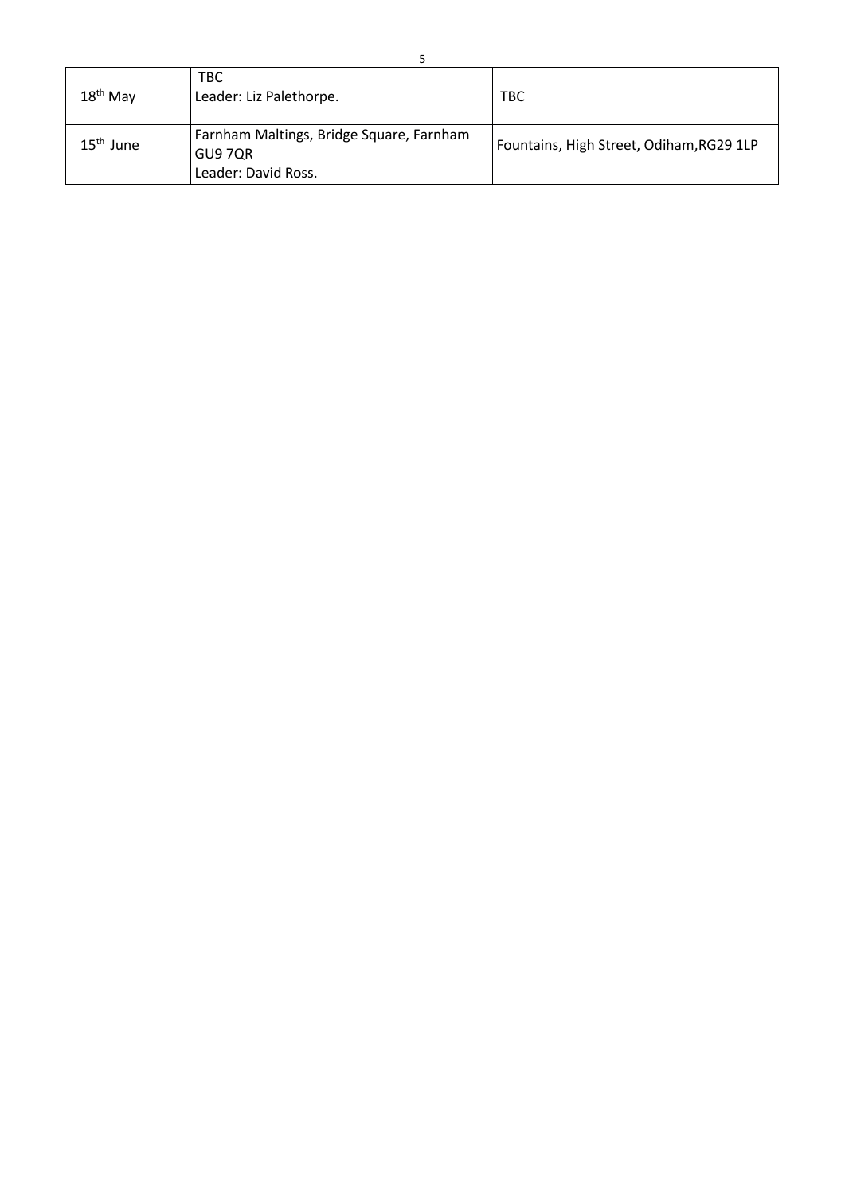| 18th May | TBC<br>Leader: Liz Palethorpe. | TBC |
|---|---|---|
| 15th June | Farnham Maltings, Bridge Square, Farnham GU9 7QR<br>Leader: David Ross. | Fountains, High Street, Odiham,RG29 1LP |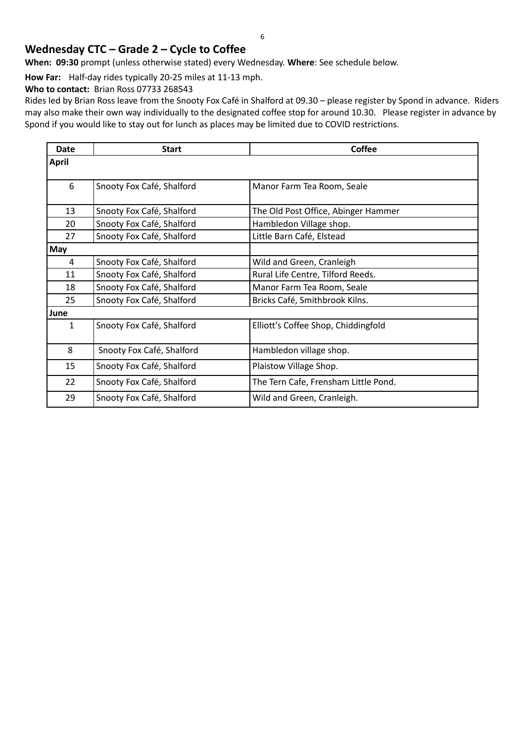## Wednesday CTC – Grade 2 – Cycle to Coffee

**When: 09:30** prompt (unless otherwise stated) every Wednesday. **Where**: See schedule below.

**How Far:** Half-day rides typically 20-25 miles at 11-13 mph.

**Who to contact:** Brian Ross 07733 268543

Rides led by Brian Ross leave from the Snooty Fox Café in Shalford at 09.30 – please register by Spond in advance. Riders may also make their own way individually to the designated coffee stop for around 10.30. Please register in advance by Spond if you would like to stay out for lunch as places may be limited due to COVID restrictions.

| Date | Start | Coffee |
|---|---|---|
| **April** | | |
| 6 | Snooty Fox Café, Shalford | Manor Farm Tea Room, Seale |
| 13 | Snooty Fox Café, Shalford | The Old Post Office, Abinger Hammer |
| 20 | Snooty Fox Café, Shalford | Hambledon Village shop. |
| 27 | Snooty Fox Café, Shalford | Little Barn Café, Elstead |
| **May** | | |
| 4 | Snooty Fox Café, Shalford | Wild and Green, Cranleigh |
| 11 | Snooty Fox Café, Shalford | Rural Life Centre, Tilford Reeds. |
| 18 | Snooty Fox Café, Shalford | Manor Farm Tea Room, Seale |
| 25 | Snooty Fox Café, Shalford | Bricks Café, Smithbrook Kilns. |
| **June** | | |
| 1 | Snooty Fox Café, Shalford | Elliott's Coffee Shop, Chiddingfold |
| 8 | Snooty Fox Café, Shalford | Hambledon village shop. |
| 15 | Snooty Fox Café, Shalford | Plaistow Village Shop. |
| 22 | Snooty Fox Café, Shalford | The Tern Cafe, Frensham Little Pond. |
| 29 | Snooty Fox Café, Shalford | Wild and Green, Cranleigh. |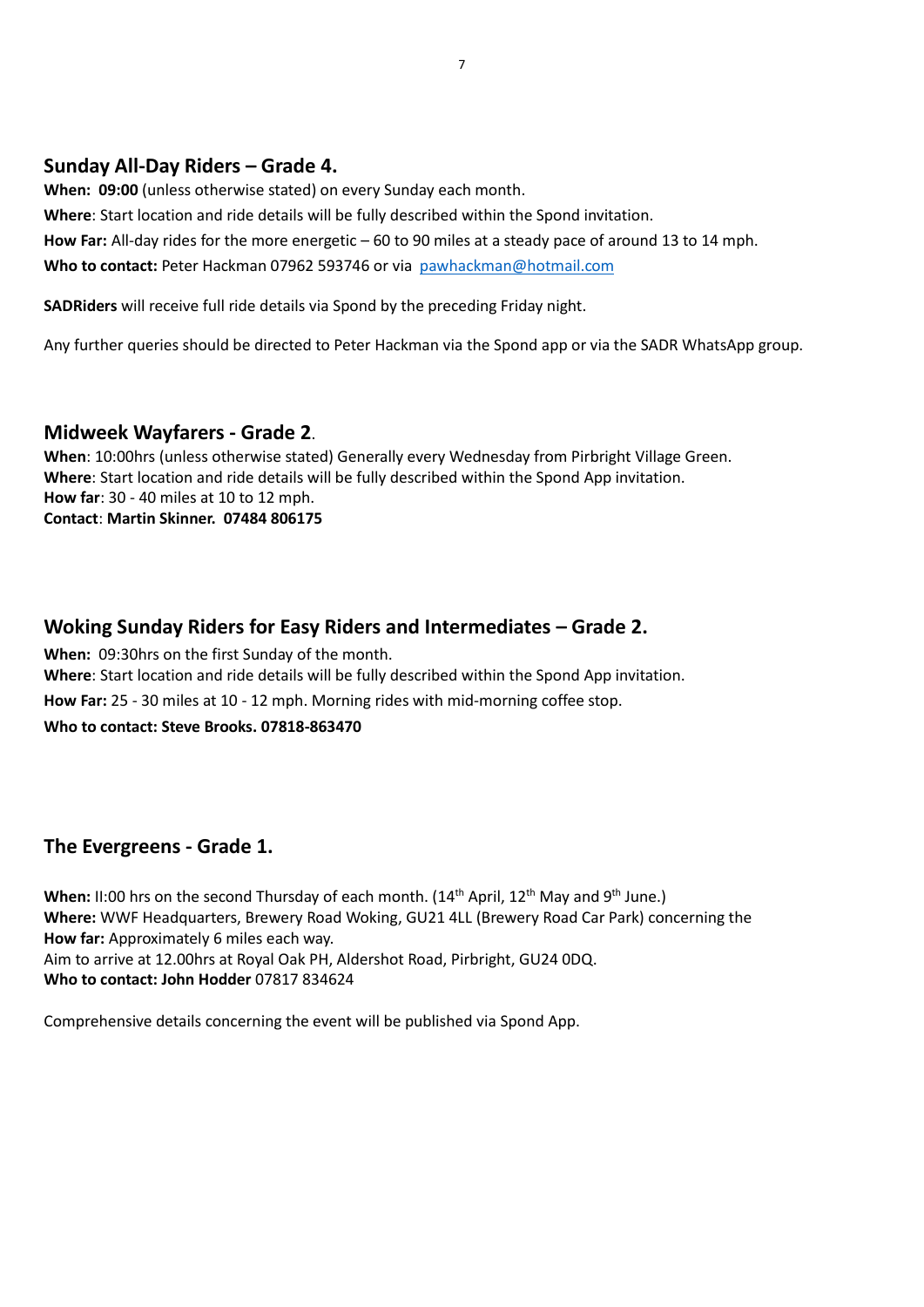## Sunday All-Day Riders – Grade 4.

**When: 09:00** (unless otherwise stated) on every Sunday each month.
**Where**: Start location and ride details will be fully described within the Spond invitation.
**How Far:** All-day rides for the more energetic – 60 to 90 miles at a steady pace of around 13 to 14 mph.
**Who to contact:** Peter Hackman 07962 593746 or via pawhackman@hotmail.com

**SADRiders** will receive full ride details via Spond by the preceding Friday night.

Any further queries should be directed to Peter Hackman via the Spond app or via the SADR WhatsApp group.

## Midweek Wayfarers - Grade 2.

**When**: 10:00hrs (unless otherwise stated) Generally every Wednesday from Pirbright Village Green.
**Where**: Start location and ride details will be fully described within the Spond App invitation.
**How far**: 30 - 40 miles at 10 to 12 mph.
**Contact**: **Martin Skinner. 07484 806175**

## Woking Sunday Riders for Easy Riders and Intermediates – Grade 2.

**When:** 09:30hrs on the first Sunday of the month.
**Where**: Start location and ride details will be fully described within the Spond App invitation.
**How Far:** 25 - 30 miles at 10 - 12 mph. Morning rides with mid-morning coffee stop.
**Who to contact: Steve Brooks. 07818-863470**

## The Evergreens - Grade 1.

**When:** II:00 hrs on the second Thursday of each month. (14th April, 12th May and 9th June.)
**Where:** WWF Headquarters, Brewery Road Woking, GU21 4LL (Brewery Road Car Park) concerning the
**How far:** Approximately 6 miles each way.
Aim to arrive at 12.00hrs at Royal Oak PH, Aldershot Road, Pirbright, GU24 0DQ.
**Who to contact: John Hodder** 07817 834624

Comprehensive details concerning the event will be published via Spond App.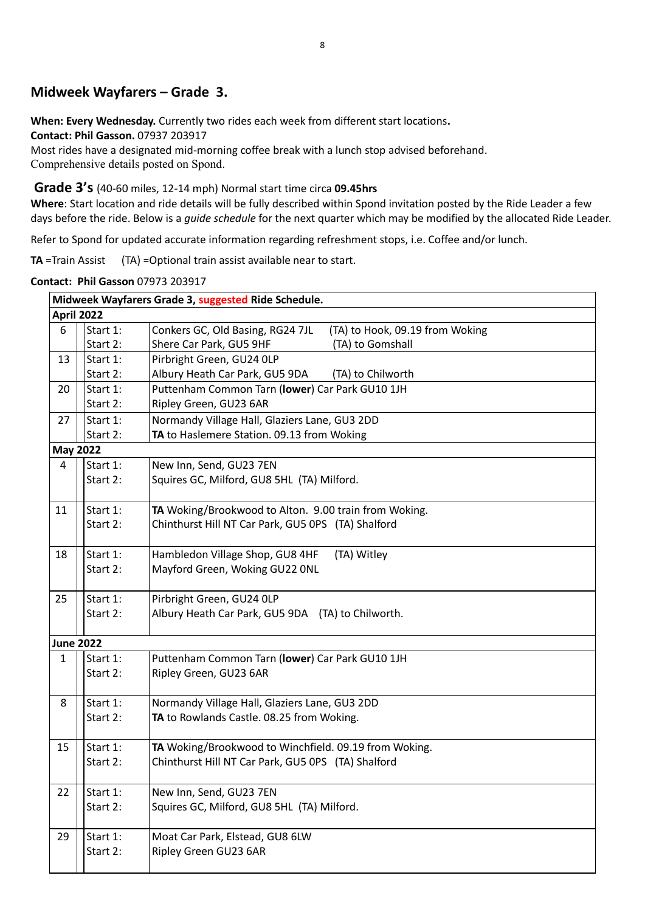## Midweek Wayfarers – Grade 3.

**When: Every Wednesday.** Currently two rides each week from different start locations**.**
**Contact: Phil Gasson.** 07937 203917
Most rides have a designated mid-morning coffee break with a lunch stop advised beforehand.
Comprehensive details posted on Spond.

**Grade 3's** (40-60 miles, 12-14 mph) Normal start time circa **09.45hrs**

**Where**: Start location and ride details will be fully described within Spond invitation posted by the Ride Leader a few days before the ride. Below is a *guide schedule* for the next quarter which may be modified by the allocated Ride Leader.

Refer to Spond for updated accurate information regarding refreshment stops, i.e. Coffee and/or lunch.

**TA** =Train Assist (TA) =Optional train assist available near to start.

**Contact: Phil Gasson** 07973 203917

| **Midweek Wayfarers Grade 3, suggested Ride Schedule.** | | |
|---|---|---|
| **April 2022** | | |
| 6 | Start 1: | Conkers GC, Old Basing, RG24 7JL (TA) to Hook, 09.19 from Woking |
| | Start 2: | Shere Car Park, GU5 9HF (TA) to Gomshall |
| 13 | Start 1: | Pirbright Green, GU24 0LP |
| | Start 2: | Albury Heath Car Park, GU5 9DA (TA) to Chilworth |
| 20 | Start 1: | Puttenham Common Tarn (**lower**) Car Park GU10 1JH |
| | Start 2: | Ripley Green, GU23 6AR |
| 27 | Start 1: | Normandy Village Hall, Glaziers Lane, GU3 2DD |
| | Start 2: | **TA** to Haslemere Station. 09.13 from Woking |
| **May 2022** | | |
| 4 | Start 1: | New Inn, Send, GU23 7EN |
| | Start 2: | Squires GC, Milford, GU8 5HL (TA) Milford. |
| 11 | Start 1: | **TA** Woking/Brookwood to Alton. 9.00 train from Woking. |
| | Start 2: | Chinthurst Hill NT Car Park, GU5 0PS (TA) Shalford |
| 18 | Start 1: | Hambledon Village Shop, GU8 4HF (TA) Witley |
| | Start 2: | Mayford Green, Woking GU22 0NL |
| 25 | Start 1: | Pirbright Green, GU24 0LP |
| | Start 2: | Albury Heath Car Park, GU5 9DA (TA) to Chilworth. |
| **June 2022** | | |
| 1 | Start 1: | Puttenham Common Tarn (**lower**) Car Park GU10 1JH |
| | Start 2: | Ripley Green, GU23 6AR |
| 8 | Start 1: | Normandy Village Hall, Glaziers Lane, GU3 2DD |
| | Start 2: | **TA** to Rowlands Castle. 08.25 from Woking. |
| 15 | Start 1: | **TA** Woking/Brookwood to Winchfield. 09.19 from Woking. |
| | Start 2: | Chinthurst Hill NT Car Park, GU5 0PS (TA) Shalford |
| 22 | Start 1: | New Inn, Send, GU23 7EN |
| | Start 2: | Squires GC, Milford, GU8 5HL (TA) Milford. |
| 29 | Start 1: | Moat Car Park, Elstead, GU8 6LW |
| | Start 2: | Ripley Green GU23 6AR |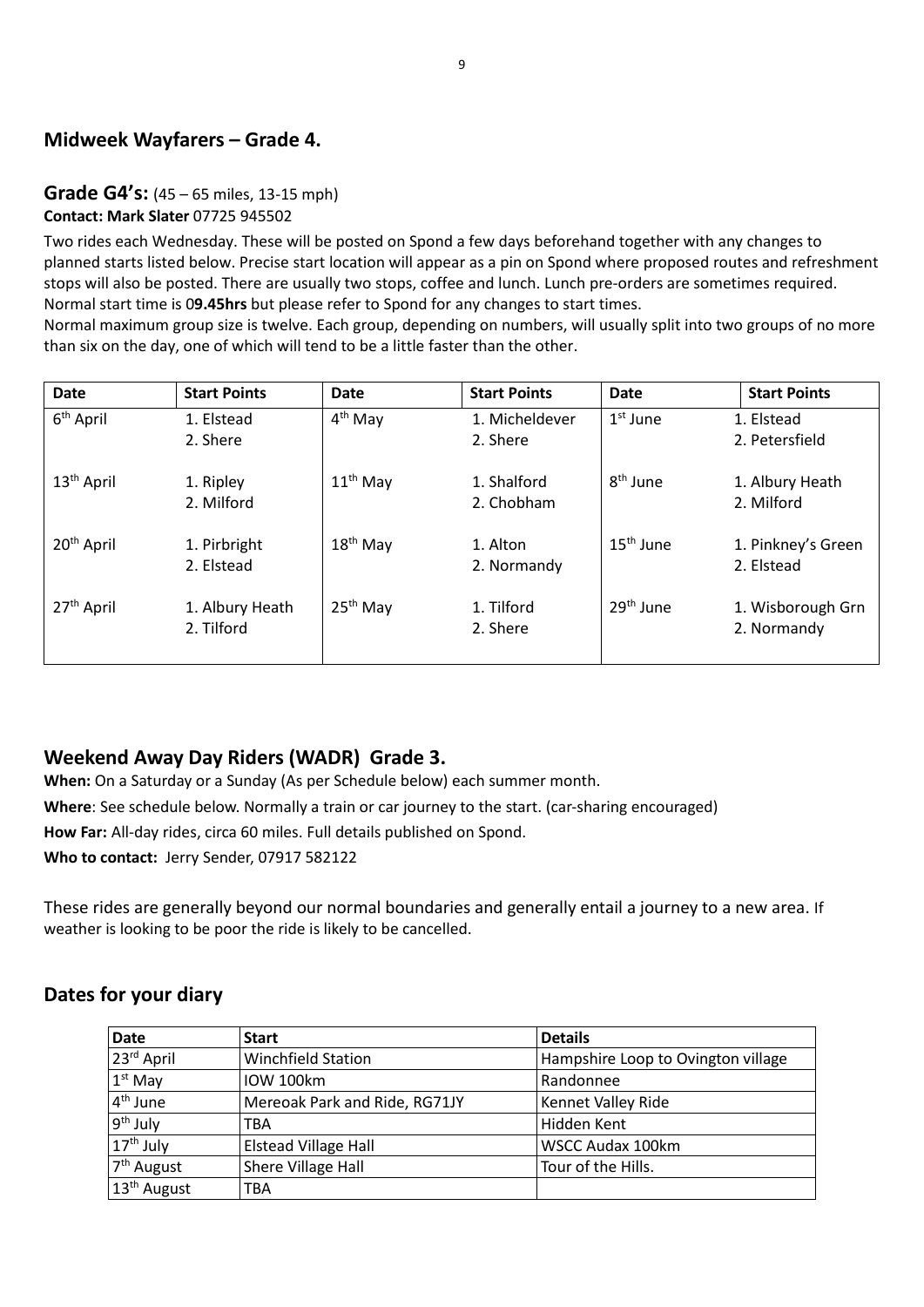## Midweek Wayfarers – Grade 4.

### Grade G4's: (45 – 65 miles, 13-15 mph)

**Contact: Mark Slater** 07725 945502

Two rides each Wednesday. These will be posted on Spond a few days beforehand together with any changes to planned starts listed below. Precise start location will appear as a pin on Spond where proposed routes and refreshment stops will also be posted. There are usually two stops, coffee and lunch. Lunch pre-orders are sometimes required. Normal start time is 0**9.45hrs** but please refer to Spond for any changes to start times.

Normal maximum group size is twelve. Each group, depending on numbers, will usually split into two groups of no more than six on the day, one of which will tend to be a little faster than the other.

| Date | Start Points | Date | Start Points | Date | Start Points |
|---|---|---|---|---|---|
| 6th April | 1. Elstead<br>2. Shere | 4th May | 1. Micheldever<br>2. Shere | 1st June | 1. Elstead<br>2. Petersfield |
| 13th April | 1. Ripley<br>2. Milford | 11th May | 1. Shalford<br>2. Chobham | 8th June | 1. Albury Heath<br>2. Milford |
| 20th April | 1. Pirbright<br>2. Elstead | 18th May | 1. Alton<br>2. Normandy | 15th June | 1. Pinkney's Green<br>2. Elstead |
| 27th April | 1. Albury Heath<br>2. Tilford | 25th May | 1. Tilford<br>2. Shere | 29th June | 1. Wisborough Grn<br>2. Normandy |

## Weekend Away Day Riders (WADR) Grade 3.

**When:** On a Saturday or a Sunday (As per Schedule below) each summer month.

**Where**: See schedule below. Normally a train or car journey to the start. (car-sharing encouraged)

**How Far:** All-day rides, circa 60 miles. Full details published on Spond.

**Who to contact:** Jerry Sender, 07917 582122

These rides are generally beyond our normal boundaries and generally entail a journey to a new area. If weather is looking to be poor the ride is likely to be cancelled.

## Dates for your diary

| Date | Start | Details |
|---|---|---|
| 23rd April | Winchfield Station | Hampshire Loop to Ovington village |
| 1st May | IOW 100km | Randonnee |
| 4th June | Mereoak Park and Ride, RG71JY | Kennet Valley Ride |
| 9th July | TBA | Hidden Kent |
| 17th July | Elstead Village Hall | WSCC Audax 100km |
| 7th August | Shere Village Hall | Tour of the Hills. |
| 13th August | TBA | |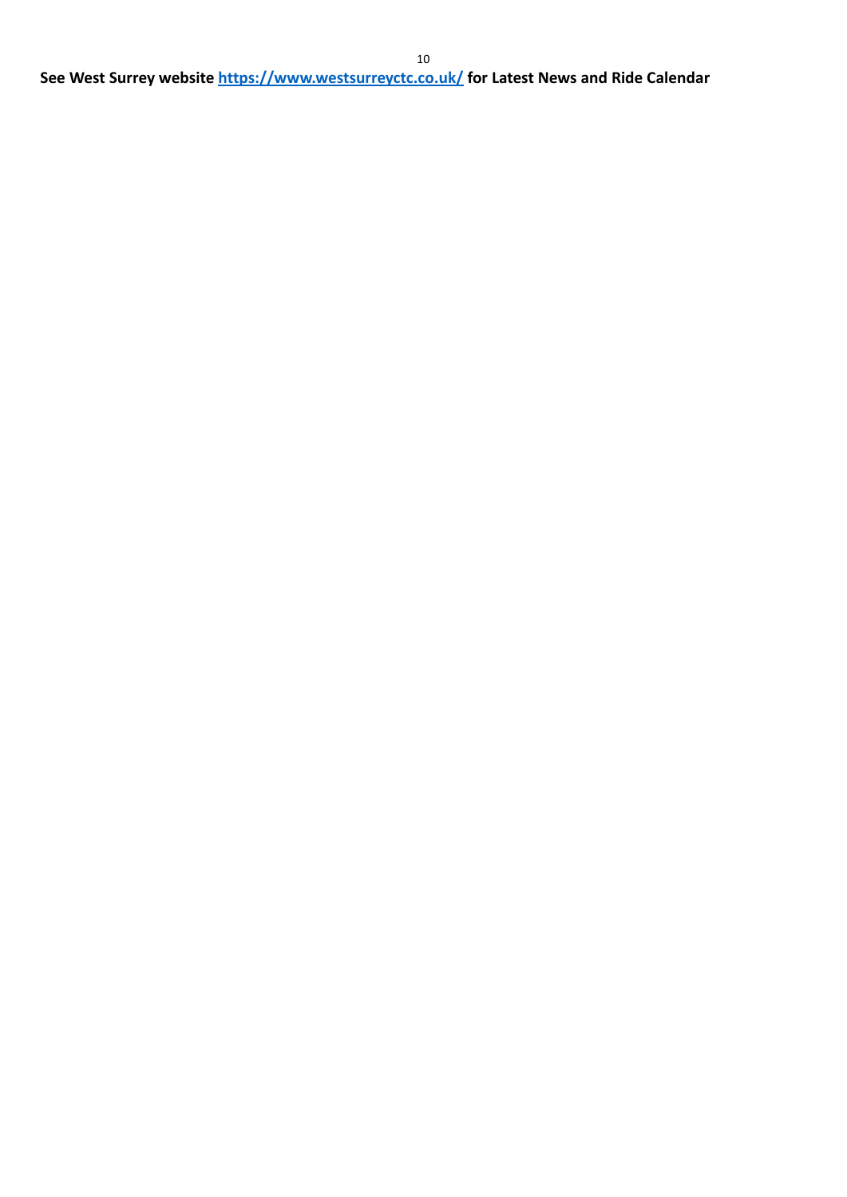**See West Surrey website [https://www.westsurreyctc.co.uk/](https://www.westsurreyctc.co.uk/) for Latest News and Ride Calendar**